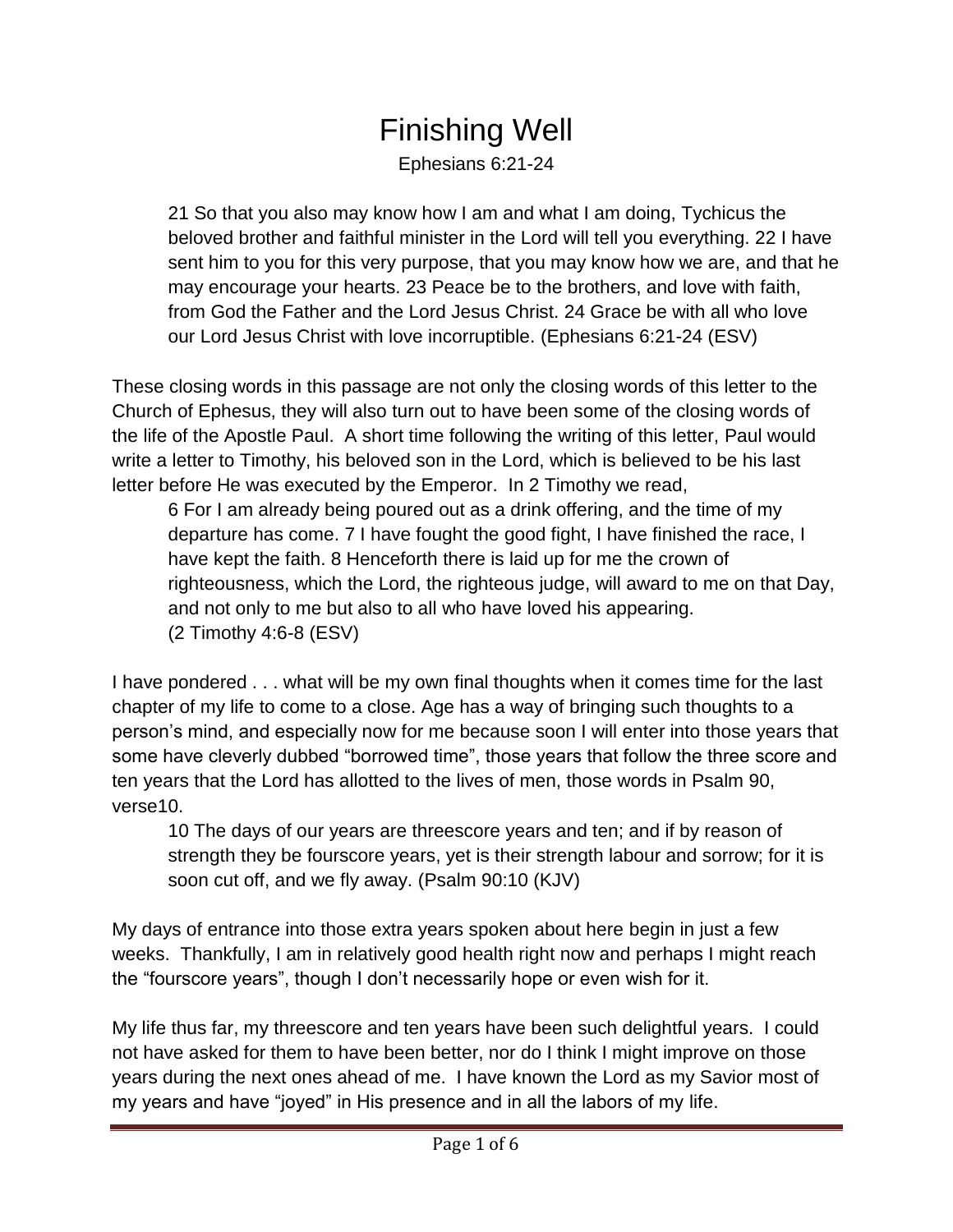# Finishing Well

Ephesians 6:21-24

> 21 So that you also may know how I am and what I am doing, Tychicus the beloved brother and faithful minister in the Lord will tell you everything. 22 I have sent him to you for this very purpose, that you may know how we are, and that he may encourage your hearts. 23 Peace be to the brothers, and love with faith, from God the Father and the Lord Jesus Christ. 24 Grace be with all who love our Lord Jesus Christ with love incorruptible. (Ephesians 6:21-24 (ESV)

These closing words in this passage are not only the closing words of this letter to the Church of Ephesus, they will also turn out to have been some of the closing words of the life of the Apostle Paul. A short time following the writing of this letter, Paul would write a letter to Timothy, his beloved son in the Lord, which is believed to be his last letter before He was executed by the Emperor. In 2 Timothy we read,

> 6 For I am already being poured out as a drink offering, and the time of my departure has come. 7 I have fought the good fight, I have finished the race, I have kept the faith. 8 Henceforth there is laid up for me the crown of righteousness, which the Lord, the righteous judge, will award to me on that Day, and not only to me but also to all who have loved his appearing.
> (2 Timothy 4:6-8 (ESV)

I have pondered . . . what will be my own final thoughts when it comes time for the last chapter of my life to come to a close. Age has a way of bringing such thoughts to a person's mind, and especially now for me because soon I will enter into those years that some have cleverly dubbed "borrowed time", those years that follow the three score and ten years that the Lord has allotted to the lives of men, those words in Psalm 90, verse10.

> 10 The days of our years are threescore years and ten; and if by reason of strength they be fourscore years, yet is their strength labour and sorrow; for it is soon cut off, and we fly away. (Psalm 90:10 (KJV)

My days of entrance into those extra years spoken about here begin in just a few weeks. Thankfully, I am in relatively good health right now and perhaps I might reach the "fourscore years", though I don't necessarily hope or even wish for it.

My life thus far, my threescore and ten years have been such delightful years. I could not have asked for them to have been better, nor do I think I might improve on those years during the next ones ahead of me. I have known the Lord as my Savior most of my years and have "joyed" in His presence and in all the labors of my life.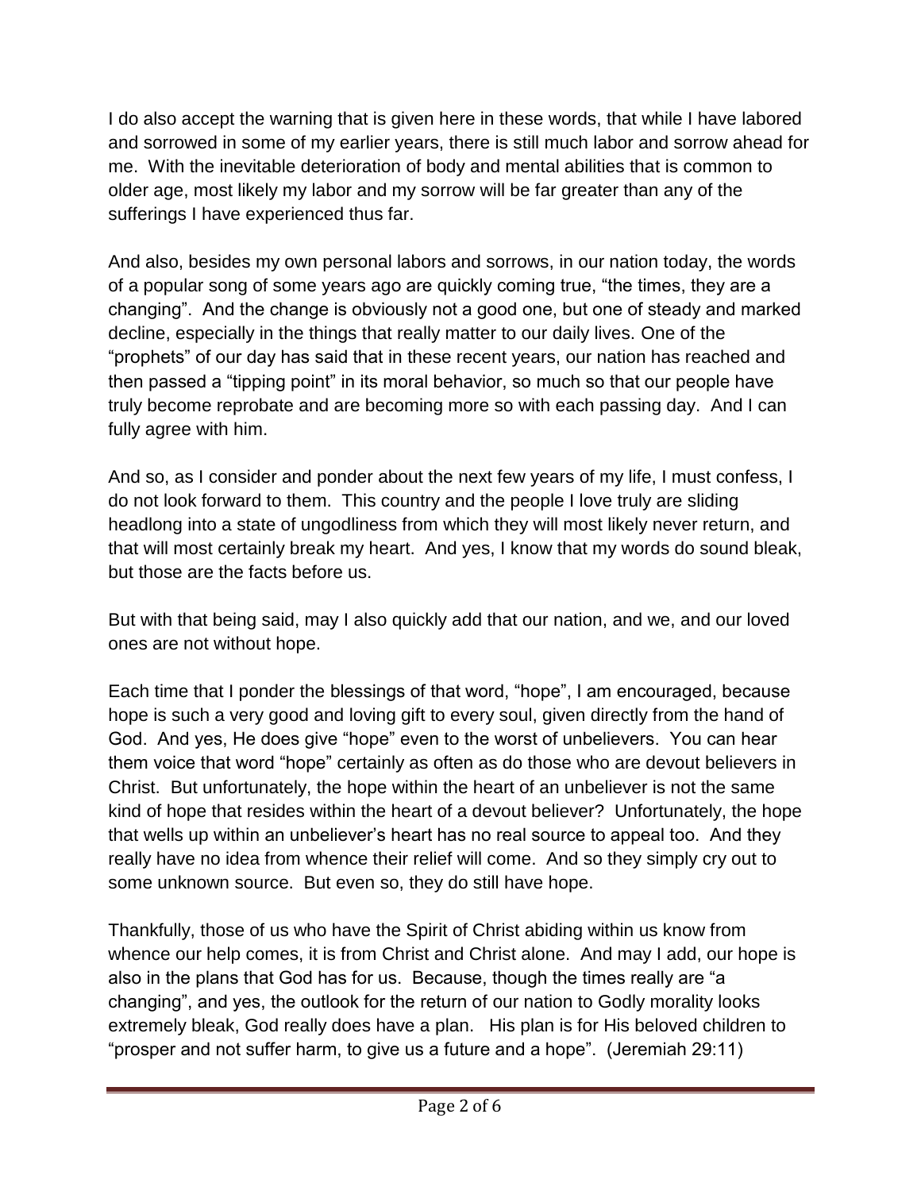I do also accept the warning that is given here in these words, that while I have labored and sorrowed in some of my earlier years, there is still much labor and sorrow ahead for me. With the inevitable deterioration of body and mental abilities that is common to older age, most likely my labor and my sorrow will be far greater than any of the sufferings I have experienced thus far.

And also, besides my own personal labors and sorrows, in our nation today, the words of a popular song of some years ago are quickly coming true, "the times, they are a changing". And the change is obviously not a good one, but one of steady and marked decline, especially in the things that really matter to our daily lives. One of the "prophets" of our day has said that in these recent years, our nation has reached and then passed a "tipping point" in its moral behavior, so much so that our people have truly become reprobate and are becoming more so with each passing day. And I can fully agree with him.

And so, as I consider and ponder about the next few years of my life, I must confess, I do not look forward to them. This country and the people I love truly are sliding headlong into a state of ungodliness from which they will most likely never return, and that will most certainly break my heart. And yes, I know that my words do sound bleak, but those are the facts before us.

But with that being said, may I also quickly add that our nation, and we, and our loved ones are not without hope.

Each time that I ponder the blessings of that word, "hope", I am encouraged, because hope is such a very good and loving gift to every soul, given directly from the hand of God. And yes, He does give "hope" even to the worst of unbelievers. You can hear them voice that word "hope" certainly as often as do those who are devout believers in Christ. But unfortunately, the hope within the heart of an unbeliever is not the same kind of hope that resides within the heart of a devout believer? Unfortunately, the hope that wells up within an unbeliever's heart has no real source to appeal too. And they really have no idea from whence their relief will come. And so they simply cry out to some unknown source. But even so, they do still have hope.

Thankfully, those of us who have the Spirit of Christ abiding within us know from whence our help comes, it is from Christ and Christ alone. And may I add, our hope is also in the plans that God has for us. Because, though the times really are "a changing", and yes, the outlook for the return of our nation to Godly morality looks extremely bleak, God really does have a plan. His plan is for His beloved children to "prosper and not suffer harm, to give us a future and a hope". (Jeremiah 29:11)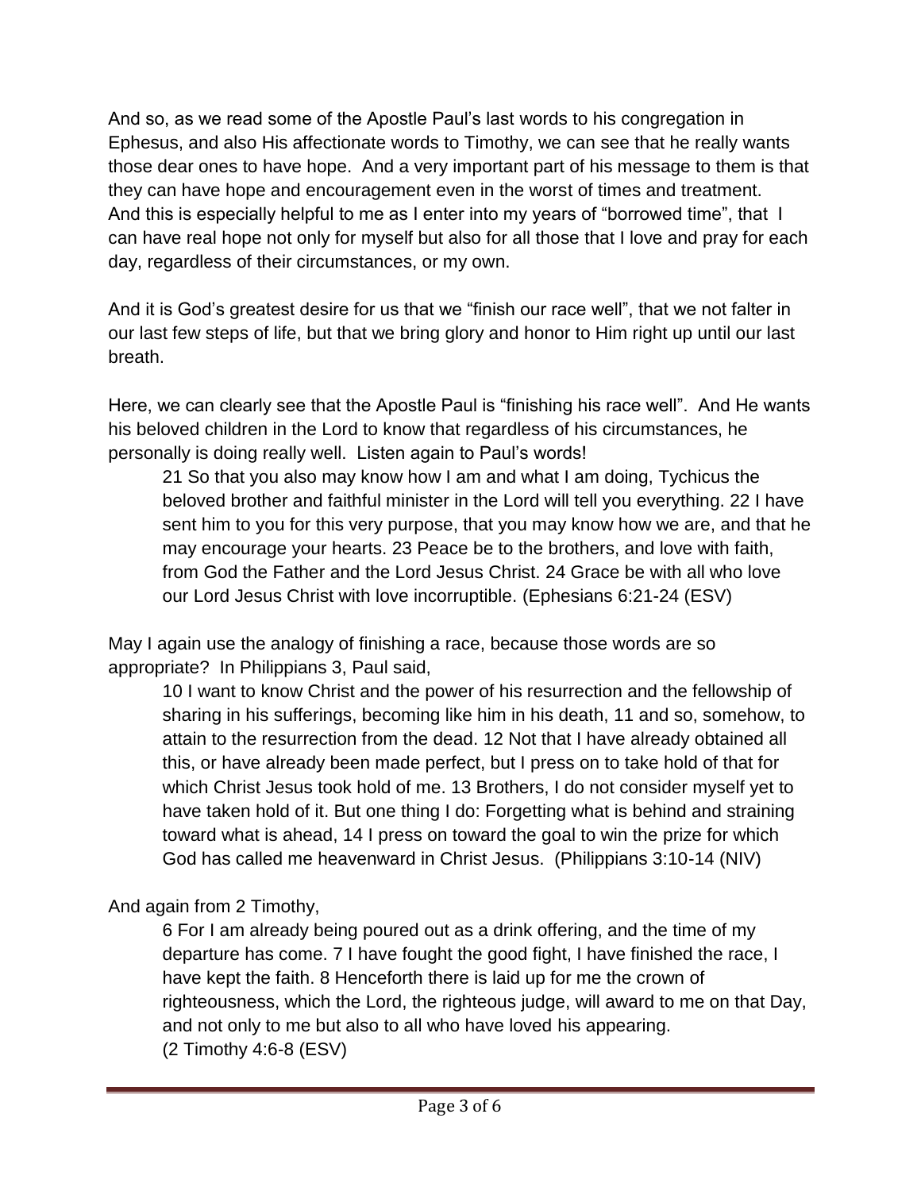And so, as we read some of the Apostle Paul's last words to his congregation in Ephesus, and also His affectionate words to Timothy, we can see that he really wants those dear ones to have hope. And a very important part of his message to them is that they can have hope and encouragement even in the worst of times and treatment. And this is especially helpful to me as I enter into my years of "borrowed time", that I can have real hope not only for myself but also for all those that I love and pray for each day, regardless of their circumstances, or my own.

And it is God's greatest desire for us that we "finish our race well", that we not falter in our last few steps of life, but that we bring glory and honor to Him right up until our last breath.

Here, we can clearly see that the Apostle Paul is "finishing his race well". And He wants his beloved children in the Lord to know that regardless of his circumstances, he personally is doing really well. Listen again to Paul's words!

> 21 So that you also may know how I am and what I am doing, Tychicus the beloved brother and faithful minister in the Lord will tell you everything. 22 I have sent him to you for this very purpose, that you may know how we are, and that he may encourage your hearts. 23 Peace be to the brothers, and love with faith, from God the Father and the Lord Jesus Christ. 24 Grace be with all who love our Lord Jesus Christ with love incorruptible. (Ephesians 6:21-24 (ESV)

May I again use the analogy of finishing a race, because those words are so appropriate? In Philippians 3, Paul said,

> 10 I want to know Christ and the power of his resurrection and the fellowship of sharing in his sufferings, becoming like him in his death, 11 and so, somehow, to attain to the resurrection from the dead. 12 Not that I have already obtained all this, or have already been made perfect, but I press on to take hold of that for which Christ Jesus took hold of me. 13 Brothers, I do not consider myself yet to have taken hold of it. But one thing I do: Forgetting what is behind and straining toward what is ahead, 14 I press on toward the goal to win the prize for which God has called me heavenward in Christ Jesus. (Philippians 3:10-14 (NIV)

And again from 2 Timothy,

> 6 For I am already being poured out as a drink offering, and the time of my departure has come. 7 I have fought the good fight, I have finished the race, I have kept the faith. 8 Henceforth there is laid up for me the crown of righteousness, which the Lord, the righteous judge, will award to me on that Day, and not only to me but also to all who have loved his appearing.
> (2 Timothy 4:6-8 (ESV)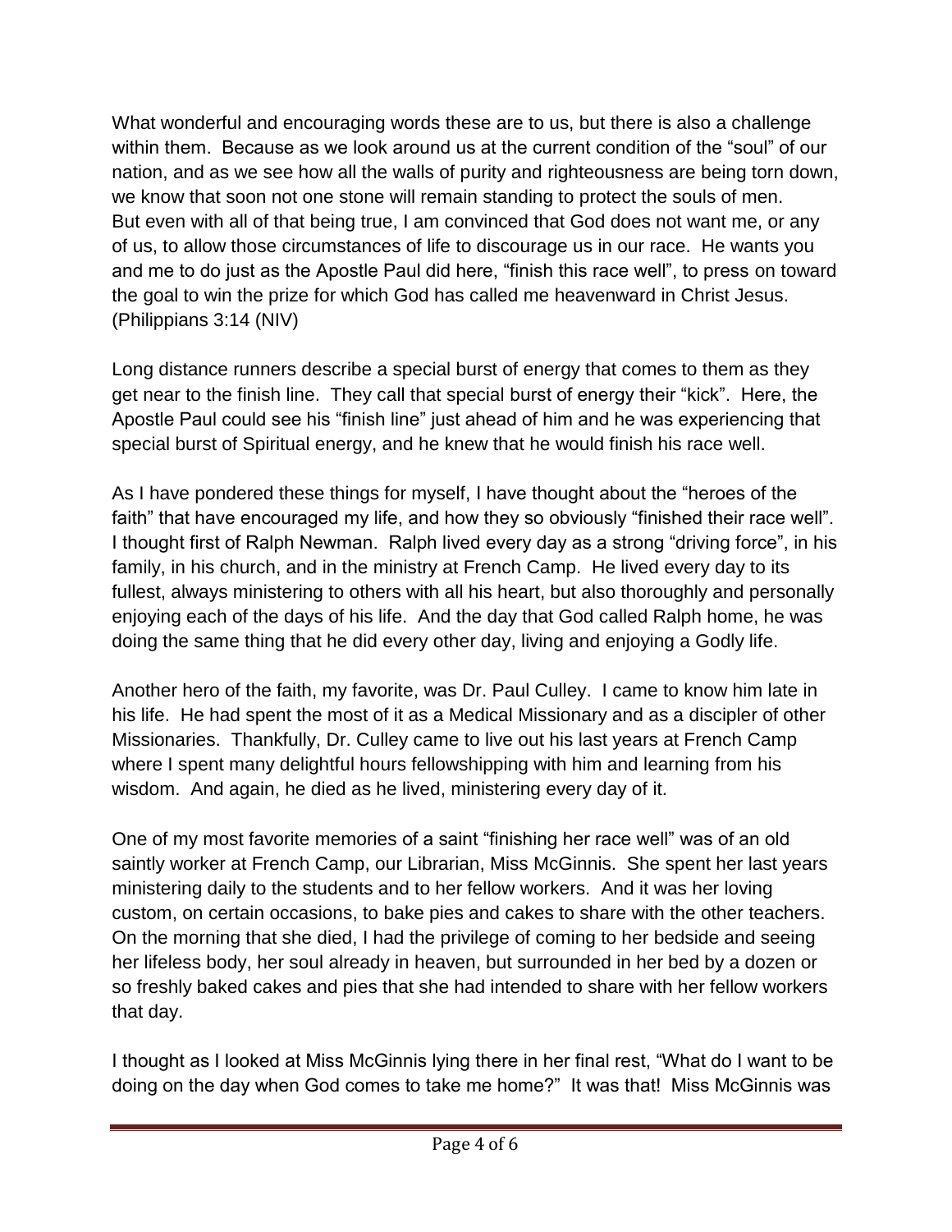What wonderful and encouraging words these are to us, but there is also a challenge within them. Because as we look around us at the current condition of the "soul" of our nation, and as we see how all the walls of purity and righteousness are being torn down, we know that soon not one stone will remain standing to protect the souls of men. But even with all of that being true, I am convinced that God does not want me, or any of us, to allow those circumstances of life to discourage us in our race. He wants you and me to do just as the Apostle Paul did here, "finish this race well", to press on toward the goal to win the prize for which God has called me heavenward in Christ Jesus. (Philippians 3:14 (NIV)

Long distance runners describe a special burst of energy that comes to them as they get near to the finish line. They call that special burst of energy their "kick". Here, the Apostle Paul could see his "finish line" just ahead of him and he was experiencing that special burst of Spiritual energy, and he knew that he would finish his race well.

As I have pondered these things for myself, I have thought about the "heroes of the faith" that have encouraged my life, and how they so obviously "finished their race well". I thought first of Ralph Newman. Ralph lived every day as a strong "driving force", in his family, in his church, and in the ministry at French Camp. He lived every day to its fullest, always ministering to others with all his heart, but also thoroughly and personally enjoying each of the days of his life. And the day that God called Ralph home, he was doing the same thing that he did every other day, living and enjoying a Godly life.

Another hero of the faith, my favorite, was Dr. Paul Culley. I came to know him late in his life. He had spent the most of it as a Medical Missionary and as a discipler of other Missionaries. Thankfully, Dr. Culley came to live out his last years at French Camp where I spent many delightful hours fellowshipping with him and learning from his wisdom. And again, he died as he lived, ministering every day of it.

One of my most favorite memories of a saint "finishing her race well" was of an old saintly worker at French Camp, our Librarian, Miss McGinnis. She spent her last years ministering daily to the students and to her fellow workers. And it was her loving custom, on certain occasions, to bake pies and cakes to share with the other teachers. On the morning that she died, I had the privilege of coming to her bedside and seeing her lifeless body, her soul already in heaven, but surrounded in her bed by a dozen or so freshly baked cakes and pies that she had intended to share with her fellow workers that day.

I thought as I looked at Miss McGinnis lying there in her final rest, "What do I want to be doing on the day when God comes to take me home?" It was that! Miss McGinnis was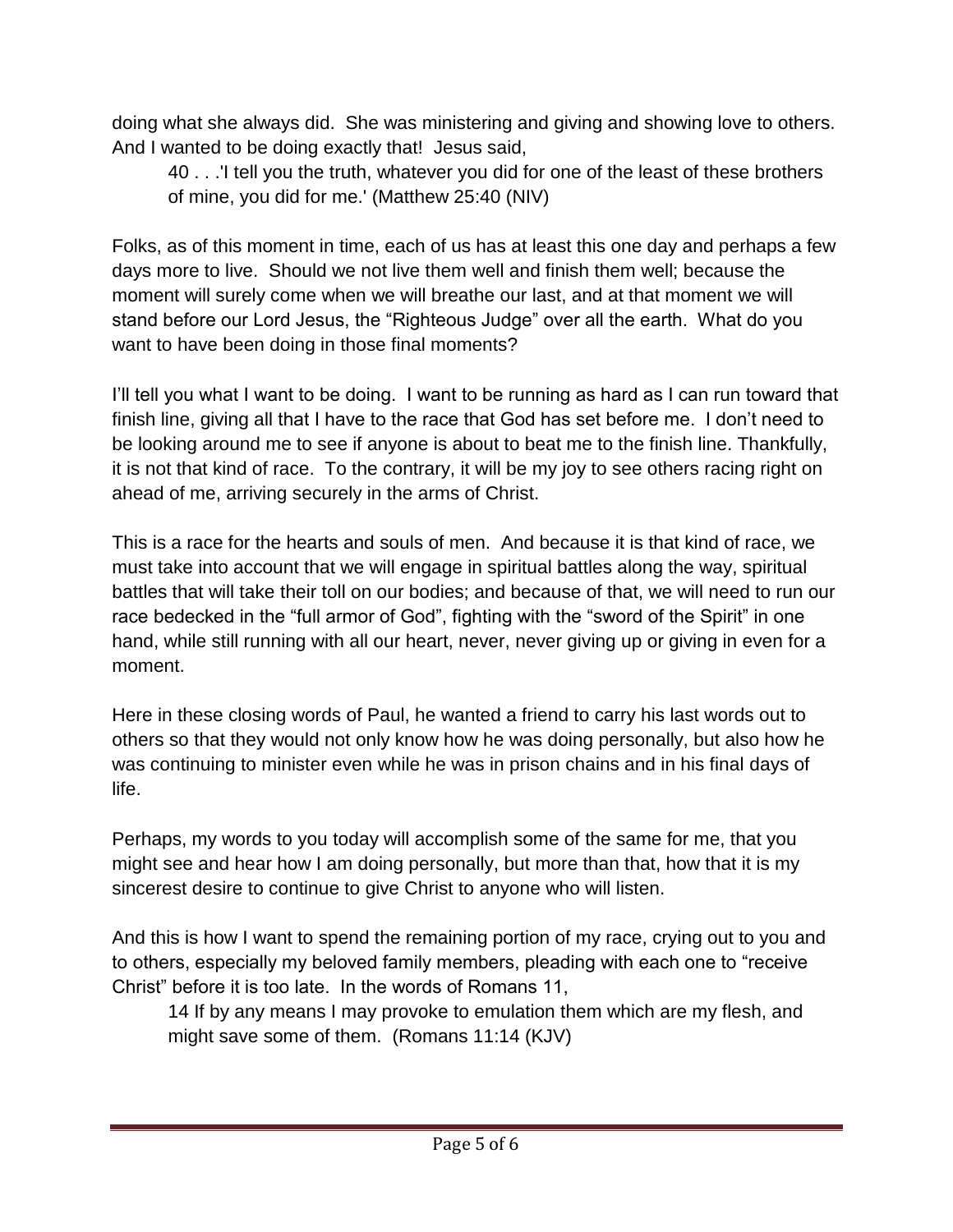doing what she always did. She was ministering and giving and showing love to others. And I wanted to be doing exactly that! Jesus said,

> 40 . . .'I tell you the truth, whatever you did for one of the least of these brothers of mine, you did for me.' (Matthew 25:40 (NIV)

Folks, as of this moment in time, each of us has at least this one day and perhaps a few days more to live. Should we not live them well and finish them well; because the moment will surely come when we will breathe our last, and at that moment we will stand before our Lord Jesus, the "Righteous Judge" over all the earth. What do you want to have been doing in those final moments?

I'll tell you what I want to be doing. I want to be running as hard as I can run toward that finish line, giving all that I have to the race that God has set before me. I don't need to be looking around me to see if anyone is about to beat me to the finish line. Thankfully, it is not that kind of race. To the contrary, it will be my joy to see others racing right on ahead of me, arriving securely in the arms of Christ.

This is a race for the hearts and souls of men. And because it is that kind of race, we must take into account that we will engage in spiritual battles along the way, spiritual battles that will take their toll on our bodies; and because of that, we will need to run our race bedecked in the "full armor of God", fighting with the "sword of the Spirit" in one hand, while still running with all our heart, never, never giving up or giving in even for a moment.

Here in these closing words of Paul, he wanted a friend to carry his last words out to others so that they would not only know how he was doing personally, but also how he was continuing to minister even while he was in prison chains and in his final days of life.

Perhaps, my words to you today will accomplish some of the same for me, that you might see and hear how I am doing personally, but more than that, how that it is my sincerest desire to continue to give Christ to anyone who will listen.

And this is how I want to spend the remaining portion of my race, crying out to you and to others, especially my beloved family members, pleading with each one to "receive Christ" before it is too late. In the words of Romans 11,

> 14 If by any means I may provoke to emulation them which are my flesh, and might save some of them. (Romans 11:14 (KJV)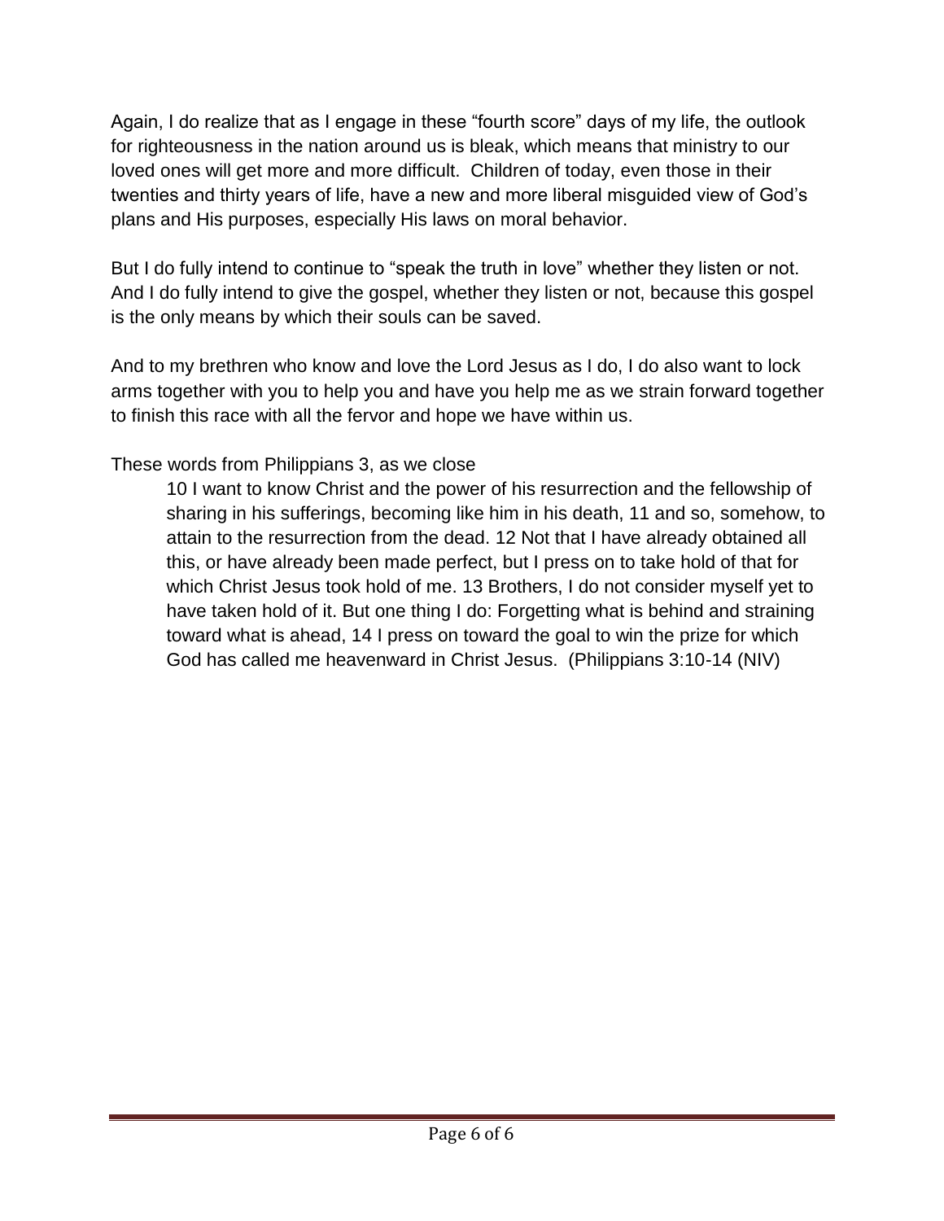Again, I do realize that as I engage in these "fourth score" days of my life, the outlook for righteousness in the nation around us is bleak, which means that ministry to our loved ones will get more and more difficult. Children of today, even those in their twenties and thirty years of life, have a new and more liberal misguided view of God's plans and His purposes, especially His laws on moral behavior.

But I do fully intend to continue to "speak the truth in love" whether they listen or not. And I do fully intend to give the gospel, whether they listen or not, because this gospel is the only means by which their souls can be saved.

And to my brethren who know and love the Lord Jesus as I do, I do also want to lock arms together with you to help you and have you help me as we strain forward together to finish this race with all the fervor and hope we have within us.

These words from Philippians 3, as we close

> 10 I want to know Christ and the power of his resurrection and the fellowship of sharing in his sufferings, becoming like him in his death, 11 and so, somehow, to attain to the resurrection from the dead. 12 Not that I have already obtained all this, or have already been made perfect, but I press on to take hold of that for which Christ Jesus took hold of me. 13 Brothers, I do not consider myself yet to have taken hold of it. But one thing I do: Forgetting what is behind and straining toward what is ahead, 14 I press on toward the goal to win the prize for which God has called me heavenward in Christ Jesus. (Philippians 3:10-14 (NIV)